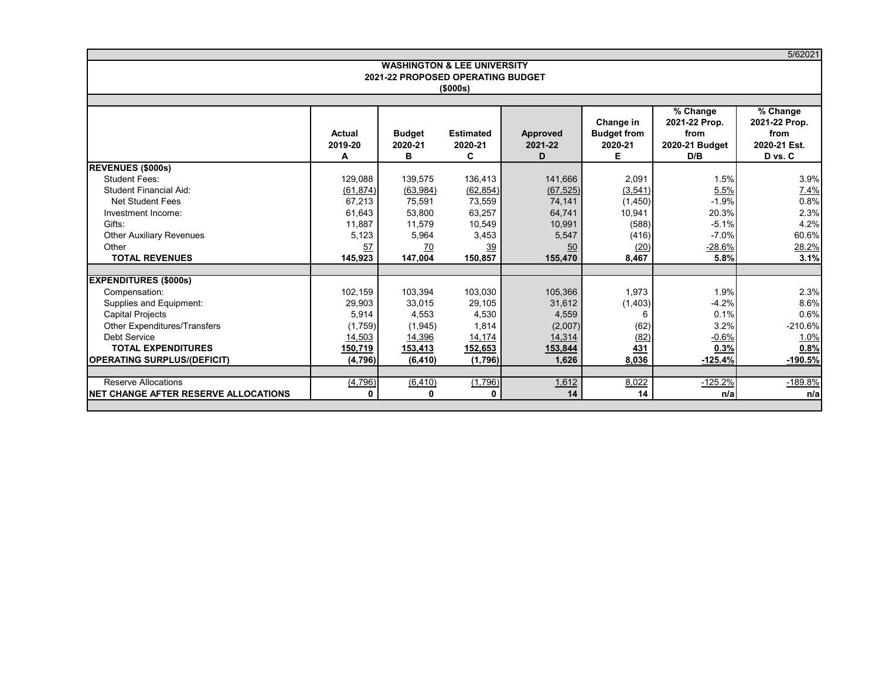5/62021

**WASHINGTON & LEE UNIVERSITY**
**2021-22 PROPOSED OPERATING BUDGET**
**($000s)**

| | Actual 2019-20 A | Budget 2020-21 B | Estimated 2020-21 C | Approved 2021-22 D | Change in Budget from 2020-21 E | % Change 2021-22 Prop. from 2020-21 Budget D/B | % Change 2021-22 Prop. from 2020-21 Est. D vs. C |
|---|---|---|---|---|---|---|---|
| **REVENUES ($000s)** | | | | | | | |
| Student Fees: | 129,088 | 139,575 | 136,413 | 141,666 | 2,091 | 1.5% | 3.9% |
| Student Financial Aid: | (61,874) | (63,984) | (62,854) | (67,525) | (3,541) | 5.5% | 7.4% |
| Net Student Fees | 67,213 | 75,591 | 73,559 | 74,141 | (1,450) | -1.9% | 0.8% |
| Investment Income: | 61,643 | 53,800 | 63,257 | 64,741 | 10,941 | 20.3% | 2.3% |
| Gifts: | 11,887 | 11,579 | 10,549 | 10,991 | (588) | -5.1% | 4.2% |
| Other Auxiliary Revenues | 5,123 | 5,964 | 3,453 | 5,547 | (416) | -7.0% | 60.6% |
| Other | 57 | 70 | 39 | 50 | (20) | -28.6% | 28.2% |
| **TOTAL REVENUES** | **145,923** | **147,004** | **150,857** | **155,470** | **8,467** | **5.8%** | **3.1%** |
| **EXPENDITURES ($000s)** | | | | | | | |
| Compensation: | 102,159 | 103,394 | 103,030 | 105,366 | 1,973 | 1.9% | 2.3% |
| Supplies and Equipment: | 29,903 | 33,015 | 29,105 | 31,612 | (1,403) | -4.2% | 8.6% |
| Capital Projects | 5,914 | 4,553 | 4,530 | 4,559 | 6 | 0.1% | 0.6% |
| Other Expenditures/Transfers | (1,759) | (1,945) | 1,814 | (2,007) | (62) | 3.2% | -210.6% |
| Debt Service | 14,503 | 14,396 | 14,174 | 14,314 | (82) | -0.6% | 1.0% |
| **TOTAL EXPENDITURES** | **150,719** | **153,413** | **152,653** | **153,844** | **431** | **0.3%** | **0.8%** |
| **OPERATING SURPLUS/(DEFICIT)** | **(4,796)** | **(6,410)** | **(1,796)** | **1,626** | **8,036** | **-125.4%** | **-190.5%** |
| Reserve Allocations | (4,796) | (6,410) | (1,796) | 1,612 | 8,022 | -125.2% | -189.8% |
| **NET CHANGE AFTER RESERVE ALLOCATIONS** | **0** | **0** | **0** | **14** | **14** | **n/a** | **n/a** |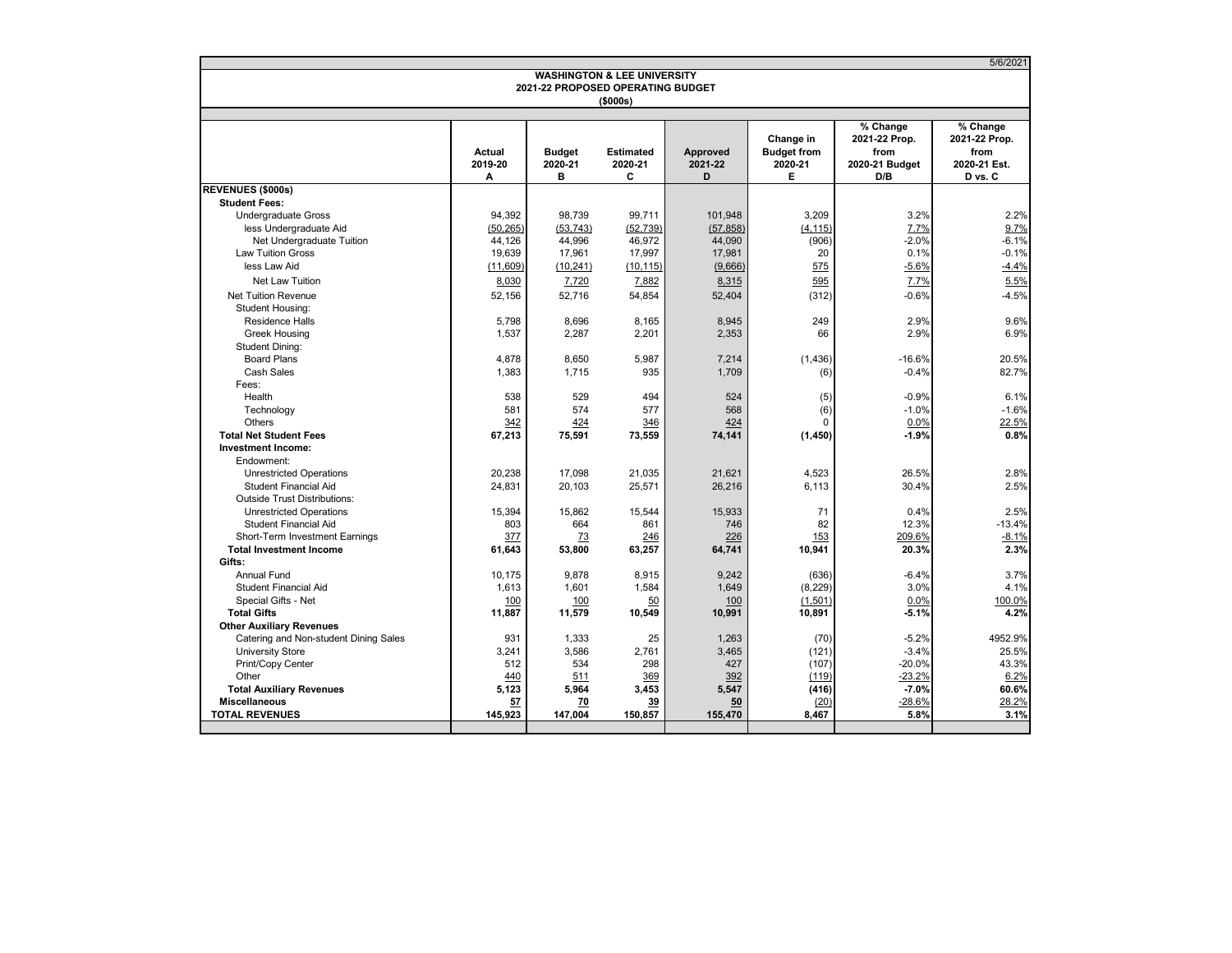5/6/2021

**WASHINGTON & LEE UNIVERSITY**
**2021-22 PROPOSED OPERATING BUDGET**
**($000s)**

| | Actual 2019-20 A | Budget 2020-21 B | Estimated 2020-21 C | Approved 2021-22 D | Change in Budget from 2020-21 E | % Change 2021-22 Prop. from 2020-21 Budget D/B | % Change 2021-22 Prop. from 2020-21 Est. D vs. C |
|---|---|---|---|---|---|---|---|
| **REVENUES ($000s)** | | | | | | | |
| **Student Fees:** | | | | | | | |
| Undergraduate Gross | 94,392 | 98,739 | 99,711 | 101,948 | 3,209 | 3.2% | 2.2% |
| less Undergraduate Aid | (50,265) | (53,743) | (52,739) | (57,858) | (4,115) | 7.7% | 9.7% |
| Net Undergraduate Tuition | 44,126 | 44,996 | 46,972 | 44,090 | (906) | -2.0% | -6.1% |
| Law Tuition Gross | 19,639 | 17,961 | 17,997 | 17,981 | 20 | 0.1% | -0.1% |
| less Law Aid | (11,609) | (10,241) | (10,115) | (9,666) | 575 | -5.6% | -4.4% |
| Net Law Tuition | 8,030 | 7,720 | 7,882 | 8,315 | 595 | 7.7% | 5.5% |
| Net Tuition Revenue | 52,156 | 52,716 | 54,854 | 52,404 | (312) | -0.6% | -4.5% |
| Student Housing: | | | | | | | |
| Residence Halls | 5,798 | 8,696 | 8,165 | 8,945 | 249 | 2.9% | 9.6% |
| Greek Housing | 1,537 | 2,287 | 2,201 | 2,353 | 66 | 2.9% | 6.9% |
| Student Dining: | | | | | | | |
| Board Plans | 4,878 | 8,650 | 5,987 | 7,214 | (1,436) | -16.6% | 20.5% |
| Cash Sales | 1,383 | 1,715 | 935 | 1,709 | (6) | -0.4% | 82.7% |
| Fees: | | | | | | | |
| Health | 538 | 529 | 494 | 524 | (5) | -0.9% | 6.1% |
| Technology | 581 | 574 | 577 | 568 | (6) | -1.0% | -1.6% |
| Others | 342 | 424 | 346 | 424 | 0 | 0.0% | 22.5% |
| **Total Net Student Fees** | **67,213** | **75,591** | **73,559** | **74,141** | **(1,450)** | **-1.9%** | **0.8%** |
| **Investment Income:** | | | | | | | |
| Endowment: | | | | | | | |
| Unrestricted Operations | 20,238 | 17,098 | 21,035 | 21,621 | 4,523 | 26.5% | 2.8% |
| Student Financial Aid | 24,831 | 20,103 | 25,571 | 26,216 | 6,113 | 30.4% | 2.5% |
| Outside Trust Distributions: | | | | | | | |
| Unrestricted Operations | 15,394 | 15,862 | 15,544 | 15,933 | 71 | 0.4% | 2.5% |
| Student Financial Aid | 803 | 664 | 861 | 746 | 82 | 12.3% | -13.4% |
| Short-Term Investment Earnings | 377 | 73 | 246 | 226 | 153 | 209.6% | -8.1% |
| **Total Investment Income** | **61,643** | **53,800** | **63,257** | **64,741** | **10,941** | **20.3%** | **2.3%** |
| **Gifts:** | | | | | | | |
| Annual Fund | 10,175 | 9,878 | 8,915 | 9,242 | (636) | -6.4% | 3.7% |
| Student Financial Aid | 1,613 | 1,601 | 1,584 | 1,649 | (8,229) | 3.0% | 4.1% |
| Special Gifts - Net | 100 | 100 | 50 | 100 | (1,501) | 0.0% | 100.0% |
| **Total Gifts** | **11,887** | **11,579** | **10,549** | **10,991** | **10,891** | **-5.1%** | **4.2%** |
| **Other Auxiliary Revenues** | | | | | | | |
| Catering and Non-student Dining Sales | 931 | 1,333 | 25 | 1,263 | (70) | -5.2% | 4952.9% |
| University Store | 3,241 | 3,586 | 2,761 | 3,465 | (121) | -3.4% | 25.5% |
| Print/Copy Center | 512 | 534 | 298 | 427 | (107) | -20.0% | 43.3% |
| Other | 440 | 511 | 369 | 392 | (119) | -23.2% | 6.2% |
| **Total Auxiliary Revenues** | **5,123** | **5,964** | **3,453** | **5,547** | **(416)** | **-7.0%** | **60.6%** |
| **Miscellaneous** | **57** | **70** | **39** | **50** | (20) | -28.6% | 28.2% |
| **TOTAL REVENUES** | **145,923** | **147,004** | **150,857** | **155,470** | **8,467** | **5.8%** | **3.1%** |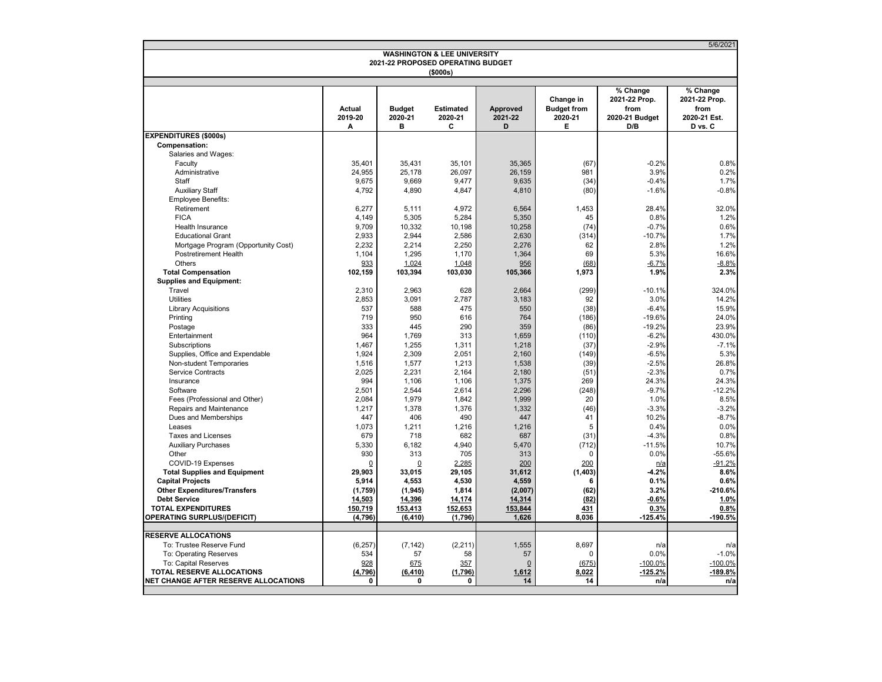5/6/2021

**WASHINGTON & LEE UNIVERSITY**
**2021-22 PROPOSED OPERATING BUDGET**
**($000s)**

| | Actual 2019-20 A | Budget 2020-21 B | Estimated 2020-21 C | Approved 2021-22 D | Change in Budget from 2020-21 E | % Change 2021-22 Prop. from 2020-21 Budget D/B | % Change 2021-22 Prop. from 2020-21 Est. D vs. C |
|---|---|---|---|---|---|---|---|
| **EXPENDITURES ($000s)** | | | | | | | |
| **Compensation:** | | | | | | | |
| Salaries and Wages: | | | | | | | |
| Faculty | 35,401 | 35,431 | 35,101 | 35,365 | (67) | -0.2% | 0.8% |
| Administrative | 24,955 | 25,178 | 26,097 | 26,159 | 981 | 3.9% | 0.2% |
| Staff | 9,675 | 9,669 | 9,477 | 9,635 | (34) | -0.4% | 1.7% |
| Auxiliary Staff | 4,792 | 4,890 | 4,847 | 4,810 | (80) | -1.6% | -0.8% |
| Employee Benefits: | | | | | | | |
| Retirement | 6,277 | 5,111 | 4,972 | 6,564 | 1,453 | 28.4% | 32.0% |
| FICA | 4,149 | 5,305 | 5,284 | 5,350 | 45 | 0.8% | 1.2% |
| Health Insurance | 9,709 | 10,332 | 10,198 | 10,258 | (74) | -0.7% | 0.6% |
| Educational Grant | 2,933 | 2,944 | 2,586 | 2,630 | (314) | -10.7% | 1.7% |
| Mortgage Program (Opportunity Cost) | 2,232 | 2,214 | 2,250 | 2,276 | 62 | 2.8% | 1.2% |
| Postretirement Health | 1,104 | 1,295 | 1,170 | 1,364 | 69 | 5.3% | 16.6% |
| Others | 933 | 1,024 | 1,048 | 956 | (68) | -6.7% | -8.8% |
| **Total Compensation** | **102,159** | **103,394** | **103,030** | **105,366** | **1,973** | **1.9%** | **2.3%** |
| **Supplies and Equipment:** | | | | | | | |
| Travel | 2,310 | 2,963 | 628 | 2,664 | (299) | -10.1% | 324.0% |
| Utilities | 2,853 | 3,091 | 2,787 | 3,183 | 92 | 3.0% | 14.2% |
| Library Acquisitions | 537 | 588 | 475 | 550 | (38) | -6.4% | 15.9% |
| Printing | 719 | 950 | 616 | 764 | (186) | -19.6% | 24.0% |
| Postage | 333 | 445 | 290 | 359 | (86) | -19.2% | 23.9% |
| Entertainment | 964 | 1,769 | 313 | 1,659 | (110) | -6.2% | 430.0% |
| Subscriptions | 1,467 | 1,255 | 1,311 | 1,218 | (37) | -2.9% | -7.1% |
| Supplies, Office and Expendable | 1,924 | 2,309 | 2,051 | 2,160 | (149) | -6.5% | 5.3% |
| Non-student Temporaries | 1,516 | 1,577 | 1,213 | 1,538 | (39) | -2.5% | 26.8% |
| Service Contracts | 2,025 | 2,231 | 2,164 | 2,180 | (51) | -2.3% | 0.7% |
| Insurance | 994 | 1,106 | 1,106 | 1,375 | 269 | 24.3% | 24.3% |
| Software | 2,501 | 2,544 | 2,614 | 2,296 | (248) | -9.7% | -12.2% |
| Fees (Professional and Other) | 2,084 | 1,979 | 1,842 | 1,999 | 20 | 1.0% | 8.5% |
| Repairs and Maintenance | 1,217 | 1,378 | 1,376 | 1,332 | (46) | -3.3% | -3.2% |
| Dues and Memberships | 447 | 406 | 490 | 447 | 41 | 10.2% | -8.7% |
| Leases | 1,073 | 1,211 | 1,216 | 1,216 | 5 | 0.4% | 0.0% |
| Taxes and Licenses | 679 | 718 | 682 | 687 | (31) | -4.3% | 0.8% |
| Auxiliary Purchases | 5,330 | 6,182 | 4,940 | 5,470 | (712) | -11.5% | 10.7% |
| Other | 930 | 313 | 705 | 313 | 0 | 0.0% | -55.6% |
| COVID-19 Expenses | 0 | 0 | 2,285 | 200 | 200 | n/a | -91.2% |
| **Total Supplies and Equipment** | **29,903** | **33,015** | **29,105** | **31,612** | **(1,403)** | **-4.2%** | **8.6%** |
| **Capital Projects** | **5,914** | **4,553** | **4,530** | **4,559** | **6** | **0.1%** | **0.6%** |
| **Other Expenditures/Transfers** | **(1,759)** | **(1,945)** | **1,814** | **(2,007)** | **(62)** | **3.2%** | **-210.6%** |
| **Debt Service** | **14,503** | **14,396** | **14,174** | **14,314** | **(82)** | **-0.6%** | **1.0%** |
| **TOTAL EXPENDITURES** | **150,719** | **153,413** | **152,653** | **153,844** | **431** | **0.3%** | **0.8%** |
| **OPERATING SURPLUS/(DEFICIT)** | **(4,796)** | **(6,410)** | **(1,796)** | **1,626** | **8,036** | **-125.4%** | **-190.5%** |
| | | | | | | | |
| **RESERVE ALLOCATIONS** | | | | | | | |
| To: Trustee Reserve Fund | (6,257) | (7,142) | (2,211) | 1,555 | 8,697 | n/a | n/a |
| To: Operating Reserves | 534 | 57 | 58 | 57 | 0 | 0.0% | -1.0% |
| To: Capital Reserves | 928 | 675 | 357 | 0 | (675) | -100.0% | -100.0% |
| **TOTAL RESERVE ALLOCATIONS** | **(4,796)** | **(6,410)** | **(1,796)** | **1,612** | **8,022** | **-125.2%** | **-189.8%** |
| **NET CHANGE AFTER RESERVE ALLOCATIONS** | **0** | **0** | **0** | **14** | **14** | **n/a** | **n/a** |